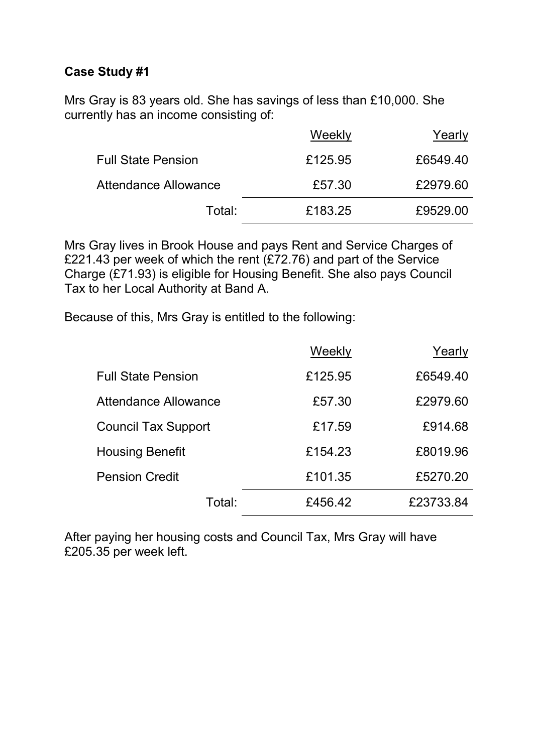**Case Study #1**

Mrs Gray is 83 years old. She has savings of less than £10,000. She currently has an income consisting of:

| | Weekly | Yearly |
|---|---|---|
| Full State Pension | £125.95 | £6549.40 |
| Attendance Allowance | £57.30 | £2979.60 |
| Total: | £183.25 | £9529.00 |

Mrs Gray lives in Brook House and pays Rent and Service Charges of £221.43 per week of which the rent (£72.76) and part of the Service Charge (£71.93) is eligible for Housing Benefit. She also pays Council Tax to her Local Authority at Band A.

Because of this, Mrs Gray is entitled to the following:

| | Weekly | Yearly |
|---|---|---|
| Full State Pension | £125.95 | £6549.40 |
| Attendance Allowance | £57.30 | £2979.60 |
| Council Tax Support | £17.59 | £914.68 |
| Housing Benefit | £154.23 | £8019.96 |
| Pension Credit | £101.35 | £5270.20 |
| Total: | £456.42 | £23733.84 |

After paying her housing costs and Council Tax, Mrs Gray will have £205.35 per week left.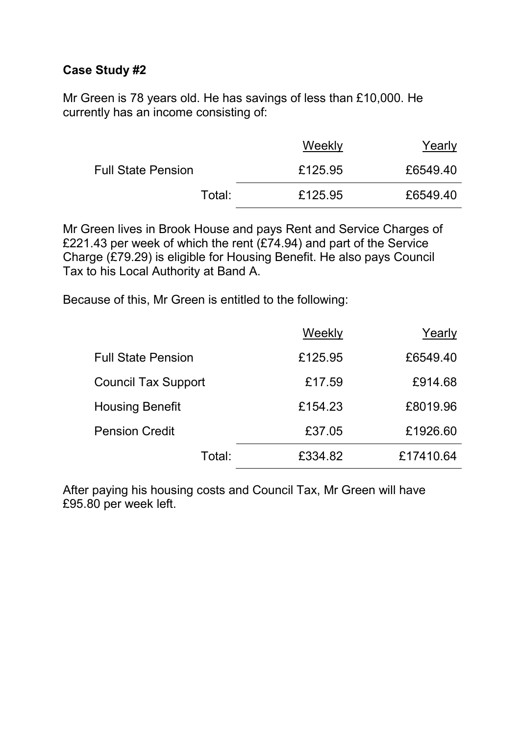**Case Study #2**

Mr Green is 78 years old. He has savings of less than £10,000. He currently has an income consisting of:

| | Weekly | Yearly |
|---|---|---|
| Full State Pension | £125.95 | £6549.40 |
| Total: | £125.95 | £6549.40 |

Mr Green lives in Brook House and pays Rent and Service Charges of £221.43 per week of which the rent (£74.94) and part of the Service Charge (£79.29) is eligible for Housing Benefit. He also pays Council Tax to his Local Authority at Band A.

Because of this, Mr Green is entitled to the following:

| | Weekly | Yearly |
|---|---|---|
| Full State Pension | £125.95 | £6549.40 |
| Council Tax Support | £17.59 | £914.68 |
| Housing Benefit | £154.23 | £8019.96 |
| Pension Credit | £37.05 | £1926.60 |
| Total: | £334.82 | £17410.64 |

After paying his housing costs and Council Tax, Mr Green will have £95.80 per week left.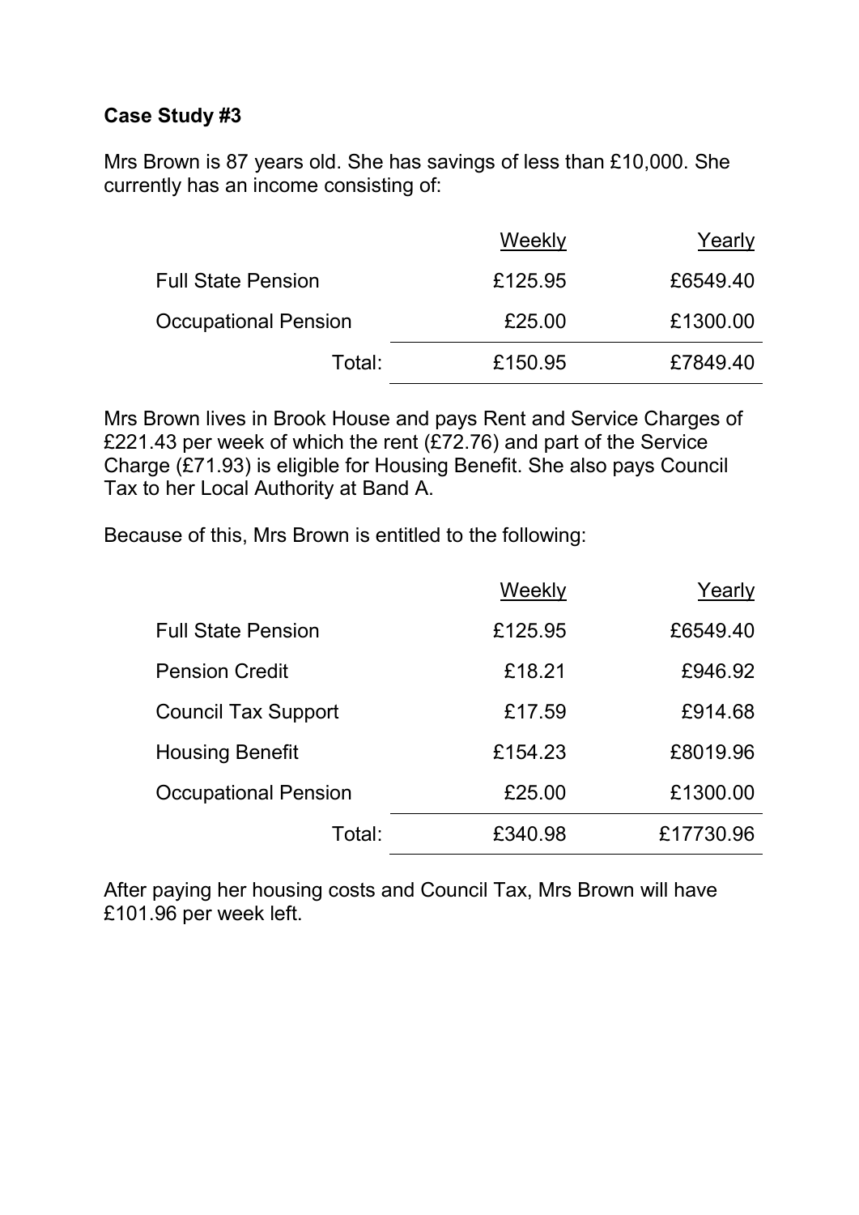**Case Study #3**

Mrs Brown is 87 years old. She has savings of less than £10,000. She currently has an income consisting of:

| | Weekly | Yearly |
|---|---:|---:|
| Full State Pension | £125.95 | £6549.40 |
| Occupational Pension | £25.00 | £1300.00 |
| Total: | £150.95 | £7849.40 |

Mrs Brown lives in Brook House and pays Rent and Service Charges of £221.43 per week of which the rent (£72.76) and part of the Service Charge (£71.93) is eligible for Housing Benefit. She also pays Council Tax to her Local Authority at Band A.

Because of this, Mrs Brown is entitled to the following:

| | Weekly | Yearly |
|---|---:|---:|
| Full State Pension | £125.95 | £6549.40 |
| Pension Credit | £18.21 | £946.92 |
| Council Tax Support | £17.59 | £914.68 |
| Housing Benefit | £154.23 | £8019.96 |
| Occupational Pension | £25.00 | £1300.00 |
| Total: | £340.98 | £17730.96 |

After paying her housing costs and Council Tax, Mrs Brown will have £101.96 per week left.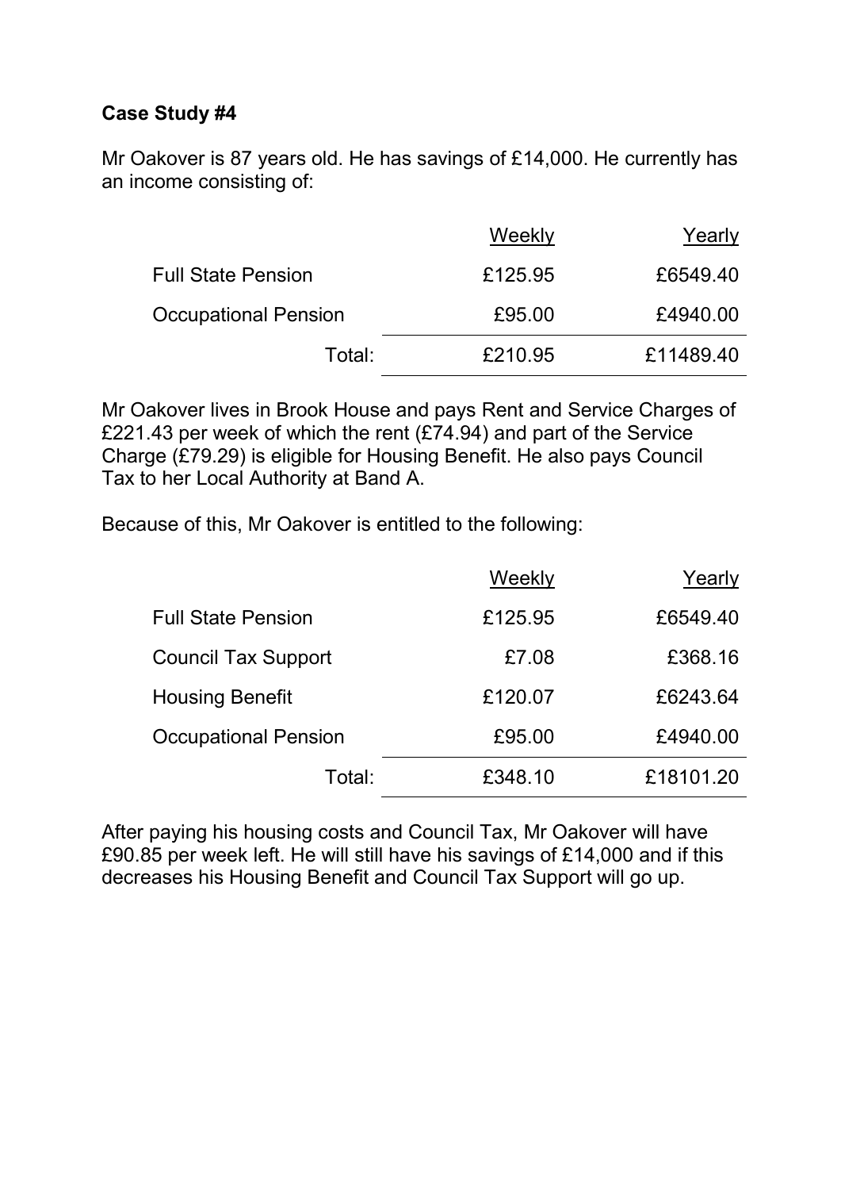**Case Study #4**

Mr Oakover is 87 years old. He has savings of £14,000. He currently has an income consisting of:

| | Weekly | Yearly |
|---|---|---|
| Full State Pension | £125.95 | £6549.40 |
| Occupational Pension | £95.00 | £4940.00 |
| Total: | £210.95 | £11489.40 |

Mr Oakover lives in Brook House and pays Rent and Service Charges of £221.43 per week of which the rent (£74.94) and part of the Service Charge (£79.29) is eligible for Housing Benefit. He also pays Council Tax to her Local Authority at Band A.

Because of this, Mr Oakover is entitled to the following:

| | Weekly | Yearly |
|---|---|---|
| Full State Pension | £125.95 | £6549.40 |
| Council Tax Support | £7.08 | £368.16 |
| Housing Benefit | £120.07 | £6243.64 |
| Occupational Pension | £95.00 | £4940.00 |
| Total: | £348.10 | £18101.20 |

After paying his housing costs and Council Tax, Mr Oakover will have £90.85 per week left. He will still have his savings of £14,000 and if this decreases his Housing Benefit and Council Tax Support will go up.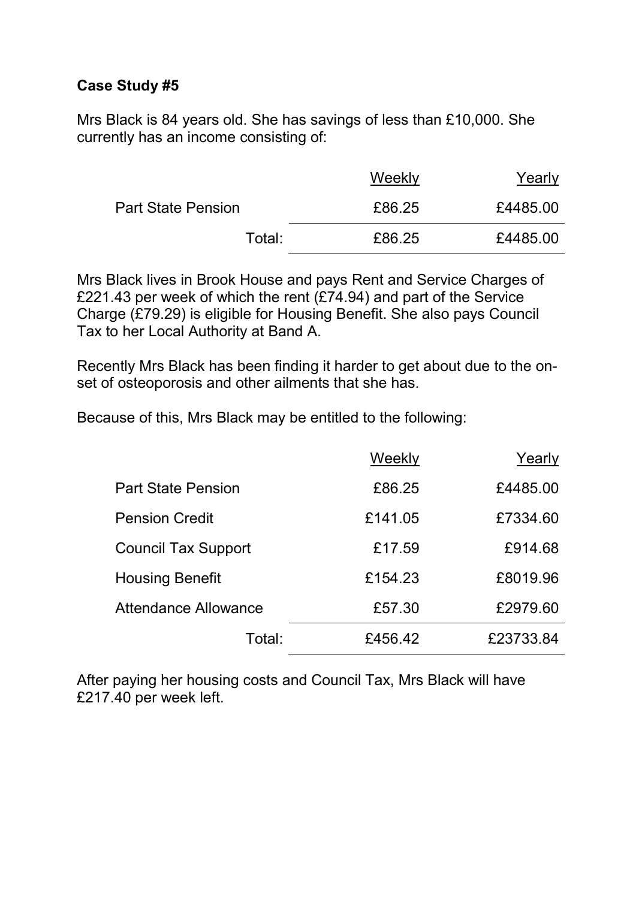**Case Study #5**

Mrs Black is 84 years old. She has savings of less than £10,000. She currently has an income consisting of:

| | Weekly | Yearly |
|---|---|---|
| Part State Pension | £86.25 | £4485.00 |
| Total: | £86.25 | £4485.00 |

Mrs Black lives in Brook House and pays Rent and Service Charges of £221.43 per week of which the rent (£74.94) and part of the Service Charge (£79.29) is eligible for Housing Benefit. She also pays Council Tax to her Local Authority at Band A.

Recently Mrs Black has been finding it harder to get about due to the on-set of osteoporosis and other ailments that she has.

Because of this, Mrs Black may be entitled to the following:

| | Weekly | Yearly |
|---|---|---|
| Part State Pension | £86.25 | £4485.00 |
| Pension Credit | £141.05 | £7334.60 |
| Council Tax Support | £17.59 | £914.68 |
| Housing Benefit | £154.23 | £8019.96 |
| Attendance Allowance | £57.30 | £2979.60 |
| Total: | £456.42 | £23733.84 |

After paying her housing costs and Council Tax, Mrs Black will have £217.40 per week left.